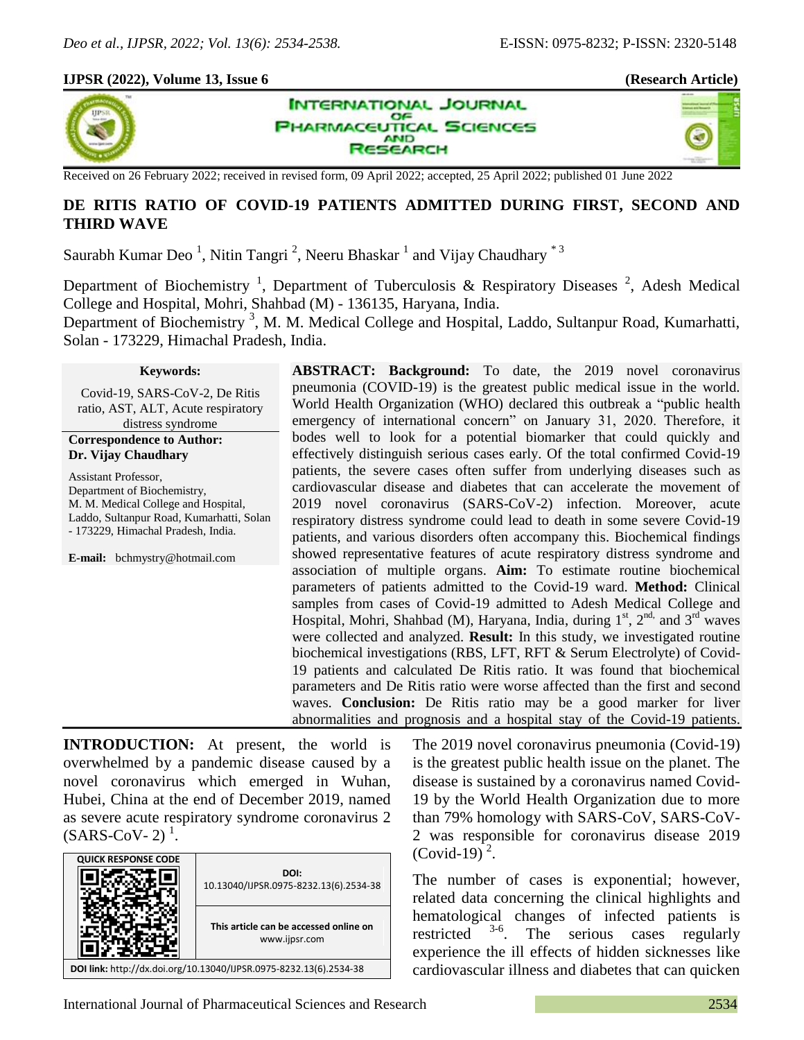**IJPSR (2022), Volume 13, Issue 6** **(Research Article)**

Received on 26 February 2022; received in revised form, 09 April 2022; accepted, 25 April 2022; published 01 June 2022

# DE RITIS RATIO OF COVID-19 PATIENTS ADMITTED DURING FIRST, SECOND AND THIRD WAVE

Saurabh Kumar Deo [1], Nitin Tangri [2], Neeru Bhaskar [1] and Vijay Chaudhary [*3]

Department of Biochemistry [1], Department of Tuberculosis & Respiratory Diseases [2], Adesh Medical College and Hospital, Mohri, Shahbad (M) - 136135, Haryana, India.

Department of Biochemistry [3], M. M. Medical College and Hospital, Laddo, Sultanpur Road, Kumarhatti, Solan - 173229, Himachal Pradesh, India.

**Keywords:**

Covid-19, SARS-CoV-2, De Ritis ratio, AST, ALT, Acute respiratory distress syndrome

**Correspondence to Author:**
**Dr. Vijay Chaudhary**

Assistant Professor,
Department of Biochemistry,
M. M. Medical College and Hospital,
Laddo, Sultanpur Road, Kumarhatti, Solan - 173229, Himachal Pradesh, India.

**E-mail:** bchmystry@hotmail.com

**ABSTRACT: Background:** To date, the 2019 novel coronavirus pneumonia (COVID-19) is the greatest public medical issue in the world. World Health Organization (WHO) declared this outbreak a "public health emergency of international concern" on January 31, 2020. Therefore, it bodes well to look for a potential biomarker that could quickly and effectively distinguish serious cases early. Of the total confirmed Covid-19 patients, the severe cases often suffer from underlying diseases such as cardiovascular disease and diabetes that can accelerate the movement of 2019 novel coronavirus (SARS-CoV-2) infection. Moreover, acute respiratory distress syndrome could lead to death in some severe Covid-19 patients, and various disorders often accompany this. Biochemical findings showed representative features of acute respiratory distress syndrome and association of multiple organs. **Aim:** To estimate routine biochemical parameters of patients admitted to the Covid-19 ward. **Method:** Clinical samples from cases of Covid-19 admitted to Adesh Medical College and Hospital, Mohri, Shahbad (M), Haryana, India, during 1st, 2nd, and 3rd waves were collected and analyzed. **Result:** In this study, we investigated routine biochemical investigations (RBS, LFT, RFT & Serum Electrolyte) of Covid-19 patients and calculated De Ritis ratio. It was found that biochemical parameters and De Ritis ratio were worse affected than the first and second waves. **Conclusion:** De Ritis ratio may be a good marker for liver abnormalities and prognosis and a hospital stay of the Covid-19 patients.

**DOI:** 10.13040/IJPSR.0975-8232.13(6).2534-38

This article can be accessed online on www.ijpsr.com

**DOI link:** http://dx.doi.org/10.13040/IJPSR.0975-8232.13(6).2534-38

**INTRODUCTION:** At present, the world is overwhelmed by a pandemic disease caused by a novel coronavirus which emerged in Wuhan, Hubei, China at the end of December 2019, named as severe acute respiratory syndrome coronavirus 2 (SARS-CoV- 2) [1].

The 2019 novel coronavirus pneumonia (Covid-19) is the greatest public health issue on the planet. The disease is sustained by a coronavirus named Covid-19 by the World Health Organization due to more than 79% homology with SARS-CoV, SARS-CoV-2 was responsible for coronavirus disease 2019 (Covid-19) [2].

The number of cases is exponential; however, related data concerning the clinical highlights and hematological changes of infected patients is restricted [3-6]. The serious cases regularly experience the ill effects of hidden sicknesses like cardiovascular illness and diabetes that can quicken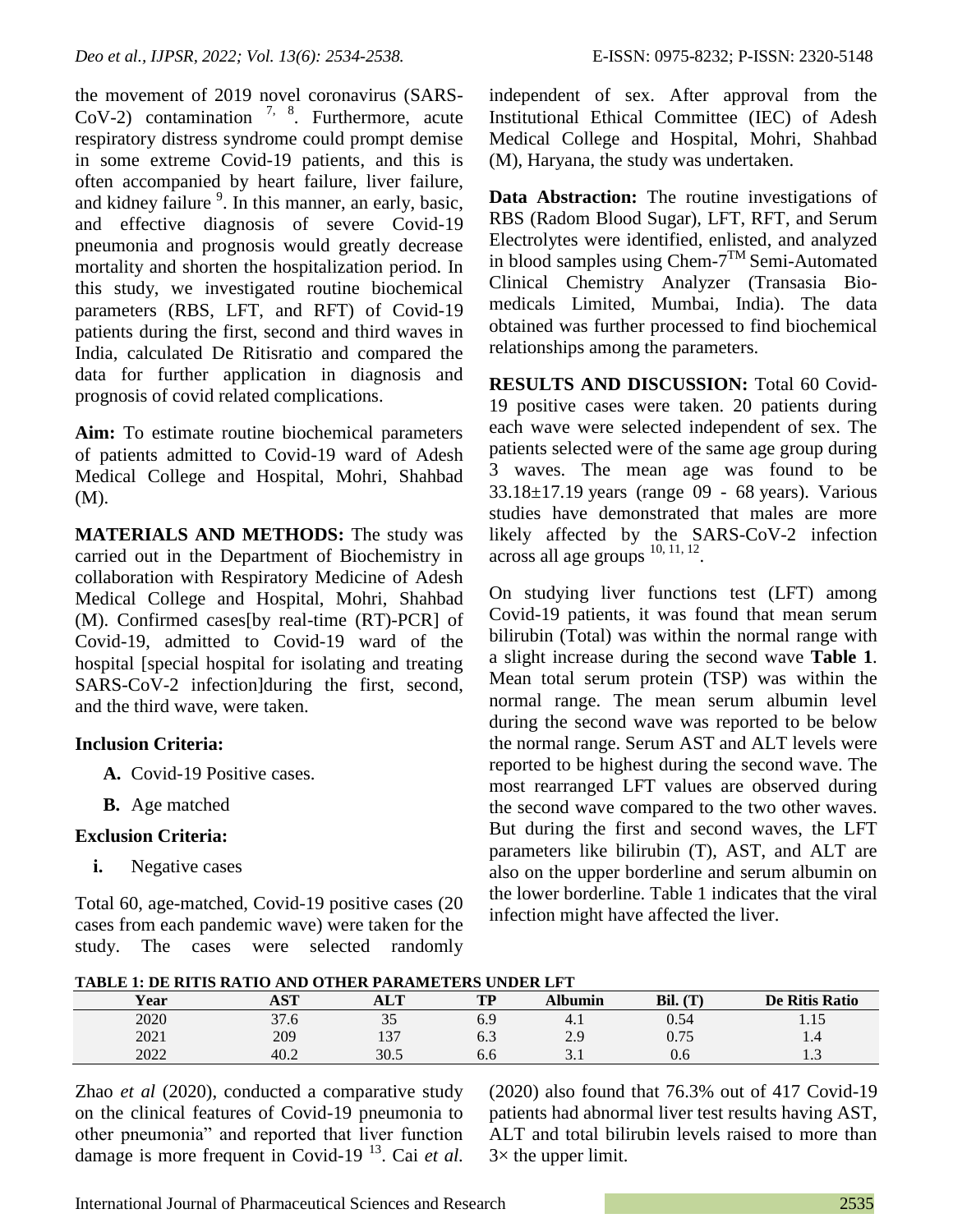the movement of 2019 novel coronavirus (SARS-CoV-2) contamination [7, 8]. Furthermore, acute respiratory distress syndrome could prompt demise in some extreme Covid-19 patients, and this is often accompanied by heart failure, liver failure, and kidney failure [9]. In this manner, an early, basic, and effective diagnosis of severe Covid-19 pneumonia and prognosis would greatly decrease mortality and shorten the hospitalization period. In this study, we investigated routine biochemical parameters (RBS, LFT, and RFT) of Covid-19 patients during the first, second and third waves in India, calculated De Ritisratio and compared the data for further application in diagnosis and prognosis of covid related complications.

**Aim:** To estimate routine biochemical parameters of patients admitted to Covid-19 ward of Adesh Medical College and Hospital, Mohri, Shahbad (M).

**MATERIALS AND METHODS:** The study was carried out in the Department of Biochemistry in collaboration with Respiratory Medicine of Adesh Medical College and Hospital, Mohri, Shahbad (M). Confirmed cases[by real-time (RT)-PCR] of Covid-19, admitted to Covid-19 ward of the hospital [special hospital for isolating and treating SARS-CoV-2 infection]during the first, second, and the third wave, were taken.

**Inclusion Criteria:**

- **A.** Covid-19 Positive cases.
- **B.** Age matched

**Exclusion Criteria:**

- **i.** Negative cases

Total 60, age-matched, Covid-19 positive cases (20 cases from each pandemic wave) were taken for the study. The cases were selected randomly independent of sex. After approval from the Institutional Ethical Committee (IEC) of Adesh Medical College and Hospital, Mohri, Shahbad (M), Haryana, the study was undertaken.

**Data Abstraction:** The routine investigations of RBS (Radom Blood Sugar), LFT, RFT, and Serum Electrolytes were identified, enlisted, and analyzed in blood samples using Chem-7[TM] Semi-Automated Clinical Chemistry Analyzer (Transasia Bio-medicals Limited, Mumbai, India). The data obtained was further processed to find biochemical relationships among the parameters.

**RESULTS AND DISCUSSION:** Total 60 Covid-19 positive cases were taken. 20 patients during each wave were selected independent of sex. The patients selected were of the same age group during 3 waves. The mean age was found to be 33.18±17.19 years (range 09 - 68 years). Various studies have demonstrated that males are more likely affected by the SARS-CoV-2 infection across all age groups [10, 11, 12].

On studying liver functions test (LFT) among Covid-19 patients, it was found that mean serum bilirubin (Total) was within the normal range with a slight increase during the second wave **Table 1**. Mean total serum protein (TSP) was within the normal range. The mean serum albumin level during the second wave was reported to be below the normal range. Serum AST and ALT levels were reported to be highest during the second wave. The most rearranged LFT values are observed during the second wave compared to the two other waves. But during the first and second waves, the LFT parameters like bilirubin (T), AST, and ALT are also on the upper borderline and serum albumin on the lower borderline. Table 1 indicates that the viral infection might have affected the liver.

**TABLE 1: DE RITIS RATIO AND OTHER PARAMETERS UNDER LFT**

| Year | AST | ALT | TP | Albumin | Bil. (T) | De Ritis Ratio |
|---|---|---|---|---|---|---|
| 2020 | 37.6 | 35 | 6.9 | 4.1 | 0.54 | 1.15 |
| 2021 | 209 | 137 | 6.3 | 2.9 | 0.75 | 1.4 |
| 2022 | 40.2 | 30.5 | 6.6 | 3.1 | 0.6 | 1.3 |

Zhao *et al* (2020), conducted a comparative study on the clinical features of Covid-19 pneumonia to other pneumonia" and reported that liver function damage is more frequent in Covid-19 [13]. Cai *et al.* (2020) also found that 76.3% out of 417 Covid-19 patients had abnormal liver test results having AST, ALT and total bilirubin levels raised to more than 3× the upper limit.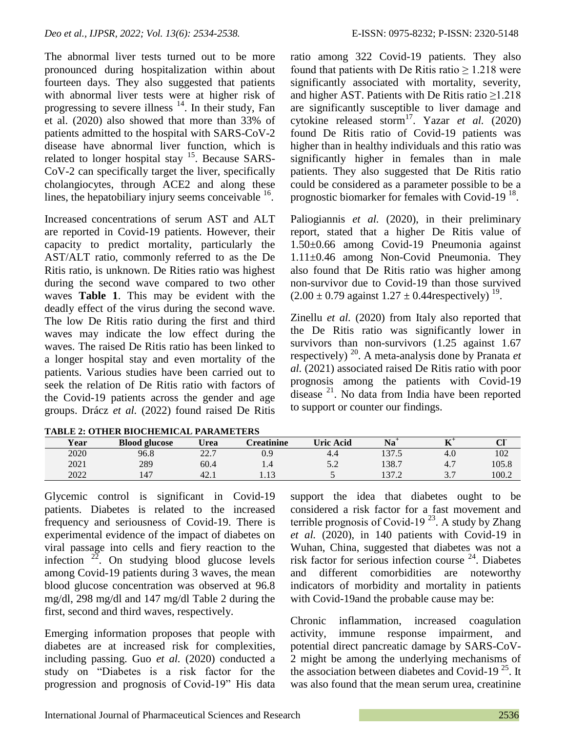The abnormal liver tests turned out to be more pronounced during hospitalization within about fourteen days. They also suggested that patients with abnormal liver tests were at higher risk of progressing to severe illness [14]. In their study, Fan et al. (2020) also showed that more than 33% of patients admitted to the hospital with SARS-CoV-2 disease have abnormal liver function, which is related to longer hospital stay [15]. Because SARS-CoV-2 can specifically target the liver, specifically cholangiocytes, through ACE2 and along these lines, the hepatobiliary injury seems conceivable [16].

Increased concentrations of serum AST and ALT are reported in Covid-19 patients. However, their capacity to predict mortality, particularly the AST/ALT ratio, commonly referred to as the De Ritis ratio, is unknown. De Rities ratio was highest during the second wave compared to two other waves **Table 1**. This may be evident with the deadly effect of the virus during the second wave. The low De Ritis ratio during the first and third waves may indicate the low effect during the waves. The raised De Ritis ratio has been linked to a longer hospital stay and even mortality of the patients. Various studies have been carried out to seek the relation of De Ritis ratio with factors of the Covid-19 patients across the gender and age groups. Drácz *et al.* (2022) found raised De Ritis ratio among 322 Covid-19 patients. They also found that patients with De Ritis ratio $\geq 1.218$ were significantly associated with mortality, severity, and higher AST. Patients with De Ritis ratio $\geq 1.218$ are significantly susceptible to liver damage and cytokine released storm[17]. Yazar *et al.* (2020) found De Ritis ratio of Covid-19 patients was higher than in healthy individuals and this ratio was significantly higher in females than in male patients. They also suggested that De Ritis ratio could be considered as a parameter possible to be a prognostic biomarker for females with Covid-19 [18].

Paliogiannis *et al.* (2020), in their preliminary report, stated that a higher De Ritis value of $1.50 \pm 0.66$ among Covid-19 Pneumonia against $1.11 \pm 0.46$ among Non-Covid Pneumonia. They also found that De Ritis ratio was higher among non-survivor due to Covid-19 than those survived ($2.00 \pm 0.79$ against $1.27 \pm 0.44$respectively) [19].

Zinellu *et al.* (2020) from Italy also reported that the De Ritis ratio was significantly lower in survivors than non-survivors (1.25 against 1.67 respectively) [20]. A meta-analysis done by Pranata *et al.* (2021) associated raised De Ritis ratio with poor prognosis among the patients with Covid-19 disease [21]. No data from India have been reported to support or counter our findings.

**TABLE 2: OTHER BIOCHEMICAL PARAMETERS**

| Year | Blood glucose | Urea | Creatinine | Uric Acid | $Na^+$ | $K^+$ | $Cl^-$ |
|---|---|---|---|---|---|---|---|
| 2020 | 96.8 | 22.7 | 0.9 | 4.4 | 137.5 | 4.0 | 102 |
| 2021 | 289 | 60.4 | 1.4 | 5.2 | 138.7 | 4.7 | 105.8 |
| 2022 | 147 | 42.1 | 1.13 | 5 | 137.2 | 3.7 | 100.2 |

Glycemic control is significant in Covid-19 patients. Diabetes is related to the increased frequency and seriousness of Covid-19. There is experimental evidence of the impact of diabetes on viral passage into cells and fiery reaction to the infection [22]. On studying blood glucose levels among Covid-19 patients during 3 waves, the mean blood glucose concentration was observed at 96.8 mg/dl, 298 mg/dl and 147 mg/dl Table 2 during the first, second and third waves, respectively.

Emerging information proposes that people with diabetes are at increased risk for complexities, including passing. Guo *et al.* (2020) conducted a study on "Diabetes is a risk factor for the progression and prognosis of Covid-19" His data support the idea that diabetes ought to be considered a risk factor for a fast movement and terrible prognosis of Covid-19 [23]. A study by Zhang *et al.* (2020), in 140 patients with Covid-19 in Wuhan, China, suggested that diabetes was not a risk factor for serious infection course [24]. Diabetes and different comorbidities are noteworthy indicators of morbidity and mortality in patients with Covid-19and the probable cause may be:

Chronic inflammation, increased coagulation activity, immune response impairment, and potential direct pancreatic damage by SARS-CoV-2 might be among the underlying mechanisms of the association between diabetes and Covid-19 [25]. It was also found that the mean serum urea, creatinine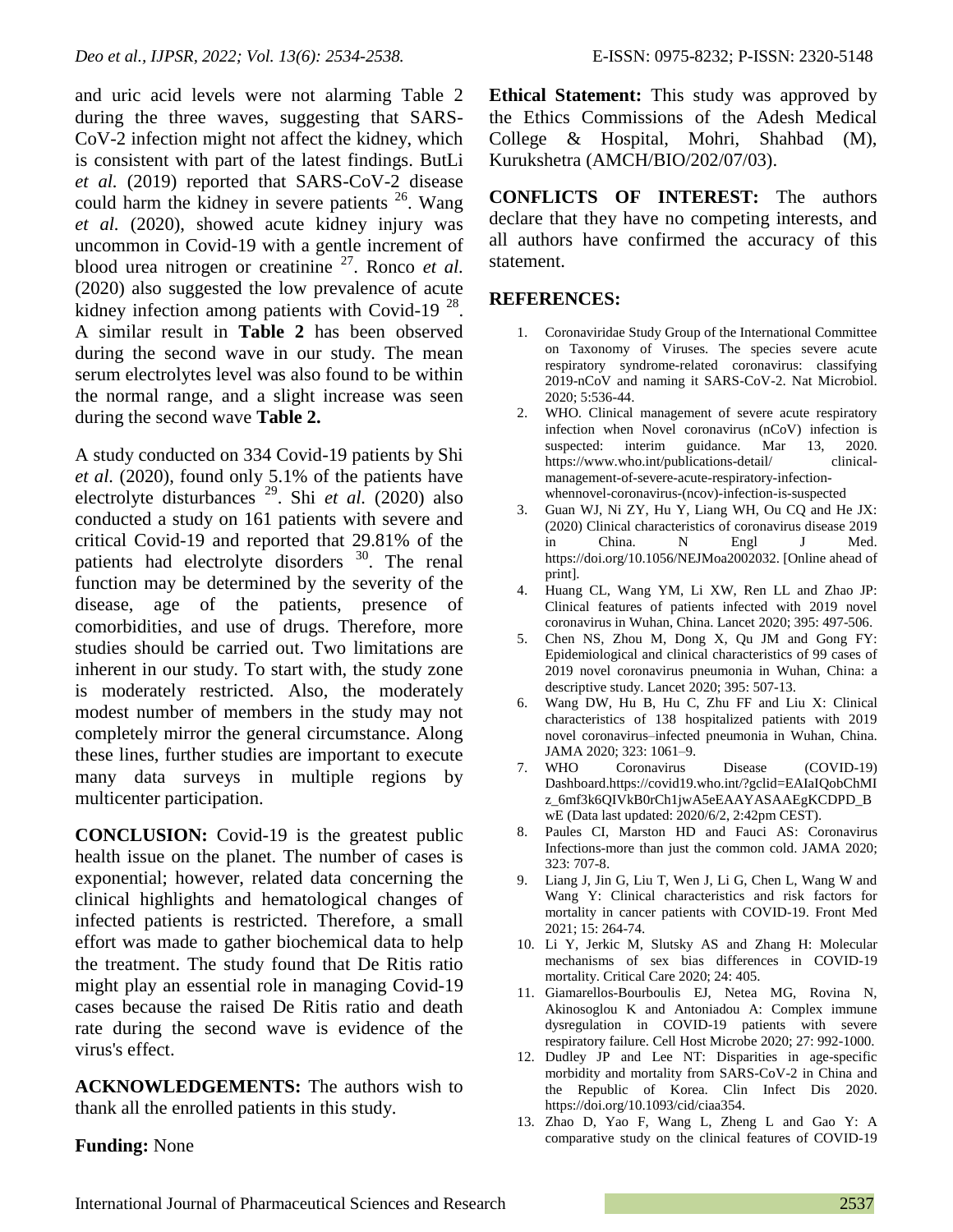and uric acid levels were not alarming Table 2 during the three waves, suggesting that SARS-CoV-2 infection might not affect the kidney, which is consistent with part of the latest findings. ButLi *et al.* (2019) reported that SARS-CoV-2 disease could harm the kidney in severe patients [26]. Wang *et al.* (2020), showed acute kidney injury was uncommon in Covid-19 with a gentle increment of blood urea nitrogen or creatinine [27]. Ronco *et al.* (2020) also suggested the low prevalence of acute kidney infection among patients with Covid-19 [28]. A similar result in **Table 2** has been observed during the second wave in our study. The mean serum electrolytes level was also found to be within the normal range, and a slight increase was seen during the second wave **Table 2.**

A study conducted on 334 Covid-19 patients by Shi *et al.* (2020), found only 5.1% of the patients have electrolyte disturbances [29]. Shi *et al.* (2020) also conducted a study on 161 patients with severe and critical Covid-19 and reported that 29.81% of the patients had electrolyte disorders [30]. The renal function may be determined by the severity of the disease, age of the patients, presence of comorbidities, and use of drugs. Therefore, more studies should be carried out. Two limitations are inherent in our study. To start with, the study zone is moderately restricted. Also, the moderately modest number of members in the study may not completely mirror the general circumstance. Along these lines, further studies are important to execute many data surveys in multiple regions by multicenter participation.

**CONCLUSION:** Covid-19 is the greatest public health issue on the planet. The number of cases is exponential; however, related data concerning the clinical highlights and hematological changes of infected patients is restricted. Therefore, a small effort was made to gather biochemical data to help the treatment. The study found that De Ritis ratio might play an essential role in managing Covid-19 cases because the raised De Ritis ratio and death rate during the second wave is evidence of the virus's effect.

**ACKNOWLEDGEMENTS:** The authors wish to thank all the enrolled patients in this study.

**Funding:** None

**Ethical Statement:** This study was approved by the Ethics Commissions of the Adesh Medical College & Hospital, Mohri, Shahbad (M), Kurukshetra (AMCH/BIO/202/07/03).

**CONFLICTS OF INTEREST:** The authors declare that they have no competing interests, and all authors have confirmed the accuracy of this statement.

## REFERENCES:

1. Coronaviridae Study Group of the International Committee on Taxonomy of Viruses. The species severe acute respiratory syndrome-related coronavirus: classifying 2019-nCoV and naming it SARS-CoV-2. Nat Microbiol. 2020; 5:536-44.
2. WHO. Clinical management of severe acute respiratory infection when Novel coronavirus (nCoV) infection is suspected: interim guidance. Mar 13, 2020. https://www.who.int/publications-detail/ clinical-management-of-severe-acute-respiratory-infection-whennovel-coronavirus-(ncov)-infection-is-suspected
3. Guan WJ, Ni ZY, Hu Y, Liang WH, Ou CQ and He JX: (2020) Clinical characteristics of coronavirus disease 2019 in China. N Engl J Med. https://doi.org/10.1056/NEJMoa2002032. [Online ahead of print].
4. Huang CL, Wang YM, Li XW, Ren LL and Zhao JP: Clinical features of patients infected with 2019 novel coronavirus in Wuhan, China. Lancet 2020; 395: 497-506.
5. Chen NS, Zhou M, Dong X, Qu JM and Gong FY: Epidemiological and clinical characteristics of 99 cases of 2019 novel coronavirus pneumonia in Wuhan, China: a descriptive study. Lancet 2020; 395: 507-13.
6. Wang DW, Hu B, Hu C, Zhu FF and Liu X: Clinical characteristics of 138 hospitalized patients with 2019 novel coronavirus–infected pneumonia in Wuhan, China. JAMA 2020; 323: 1061–9.
7. WHO Coronavirus Disease (COVID-19) Dashboard.https://covid19.who.int/?gclid=EAIaIQobChMIz_6mf3k6QIVkB0rCh1jwA5eEAAYASAAEgKCDPD_BwE (Data last updated: 2020/6/2, 2:42pm CEST).
8. Paules CI, Marston HD and Fauci AS: Coronavirus Infections-more than just the common cold. JAMA 2020; 323: 707-8.
9. Liang J, Jin G, Liu T, Wen J, Li G, Chen L, Wang W and Wang Y: Clinical characteristics and risk factors for mortality in cancer patients with COVID-19. Front Med 2021; 15: 264-74.
10. Li Y, Jerkic M, Slutsky AS and Zhang H: Molecular mechanisms of sex bias differences in COVID-19 mortality. Critical Care 2020; 24: 405.
11. Giamarellos-Bourboulis EJ, Netea MG, Rovina N, Akinosoglou K and Antoniadou A: Complex immune dysregulation in COVID-19 patients with severe respiratory failure. Cell Host Microbe 2020; 27: 992-1000.
12. Dudley JP and Lee NT: Disparities in age-specific morbidity and mortality from SARS-CoV-2 in China and the Republic of Korea. Clin Infect Dis 2020. https://doi.org/10.1093/cid/ciaa354.
13. Zhao D, Yao F, Wang L, Zheng L and Gao Y: A comparative study on the clinical features of COVID-19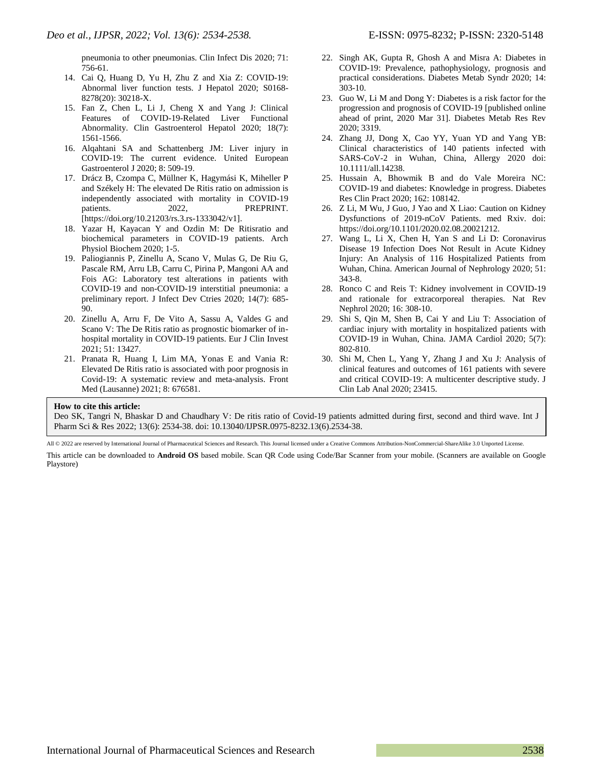pneumonia to other pneumonias. Clin Infect Dis 2020; 71: 756-61.

14. Cai Q, Huang D, Yu H, Zhu Z and Xia Z: COVID-19: Abnormal liver function tests. J Hepatol 2020; S0168-8278(20): 30218-X.
15. Fan Z, Chen L, Li J, Cheng X and Yang J: Clinical Features of COVID-19-Related Liver Functional Abnormality. Clin Gastroenterol Hepatol 2020; 18(7): 1561-1566.
16. Alqahtani SA and Schattenberg JM: Liver injury in COVID-19: The current evidence. United European Gastroenterol J 2020; 8: 509-19.
17. Drácz B, Czompa C, Müllner K, Hagymási K, Miheller P and Székely H: The elevated De Ritis ratio on admission is independently associated with mortality in COVID-19 patients. 2022, PREPRINT. [https://doi.org/10.21203/rs.3.rs-1333042/v1].
18. Yazar H, Kayacan Y and Ozdin M: De Ritisratio and biochemical parameters in COVID-19 patients. Arch Physiol Biochem 2020; 1-5.
19. Paliogiannis P, Zinellu A, Scano V, Mulas G, De Riu G, Pascale RM, Arru LB, Carru C, Pirina P, Mangoni AA and Fois AG: Laboratory test alterations in patients with COVID-19 and non-COVID-19 interstitial pneumonia: a preliminary report. J Infect Dev Ctries 2020; 14(7): 685-90.
20. Zinellu A, Arru F, De Vito A, Sassu A, Valdes G and Scano V: The De Ritis ratio as prognostic biomarker of in-hospital mortality in COVID-19 patients. Eur J Clin Invest 2021; 51: 13427.
21. Pranata R, Huang I, Lim MA, Yonas E and Vania R: Elevated De Ritis ratio is associated with poor prognosis in Covid-19: A systematic review and meta-analysis. Front Med (Lausanne) 2021; 8: 676581.
22. Singh AK, Gupta R, Ghosh A and Misra A: Diabetes in COVID-19: Prevalence, pathophysiology, prognosis and practical considerations. Diabetes Metab Syndr 2020; 14: 303-10.
23. Guo W, Li M and Dong Y: Diabetes is a risk factor for the progression and prognosis of COVID-19 [published online ahead of print, 2020 Mar 31]. Diabetes Metab Res Rev 2020; 3319.
24. Zhang JJ, Dong X, Cao YY, Yuan YD and Yang YB: Clinical characteristics of 140 patients infected with SARS-CoV-2 in Wuhan, China, Allergy 2020 doi: 10.1111/all.14238.
25. Hussain A, Bhowmik B and do Vale Moreira NC: COVID-19 and diabetes: Knowledge in progress. Diabetes Res Clin Pract 2020; 162: 108142.
26. Z Li, M Wu, J Guo, J Yao and X Liao: Caution on Kidney Dysfunctions of 2019-nCoV Patients. med Rxiv. doi: https://doi.org/10.1101/2020.02.08.20021212.
27. Wang L, Li X, Chen H, Yan S and Li D: Coronavirus Disease 19 Infection Does Not Result in Acute Kidney Injury: An Analysis of 116 Hospitalized Patients from Wuhan, China. American Journal of Nephrology 2020; 51: 343-8.
28. Ronco C and Reis T: Kidney involvement in COVID-19 and rationale for extracorporeal therapies. Nat Rev Nephrol 2020; 16: 308-10.
29. Shi S, Qin M, Shen B, Cai Y and Liu T: Association of cardiac injury with mortality in hospitalized patients with COVID-19 in Wuhan, China. JAMA Cardiol 2020; 5(7): 802-810.
30. Shi M, Chen L, Yang Y, Zhang J and Xu J: Analysis of clinical features and outcomes of 161 patients with severe and critical COVID-19: A multicenter descriptive study. J Clin Lab Anal 2020; 23415.

**How to cite this article:**

Deo SK, Tangri N, Bhaskar D and Chaudhary V: De ritis ratio of Covid-19 patients admitted during first, second and third wave. Int J Pharm Sci & Res 2022; 13(6): 2534-38. doi: 10.13040/IJPSR.0975-8232.13(6).2534-38.

All © 2022 are reserved by International Journal of Pharmaceutical Sciences and Research. This Journal licensed under a Creative Commons Attribution-NonCommercial-ShareAlike 3.0 Unported License.

This article can be downloaded to **Android OS** based mobile. Scan QR Code using Code/Bar Scanner from your mobile. (Scanners are available on Google Playstore)